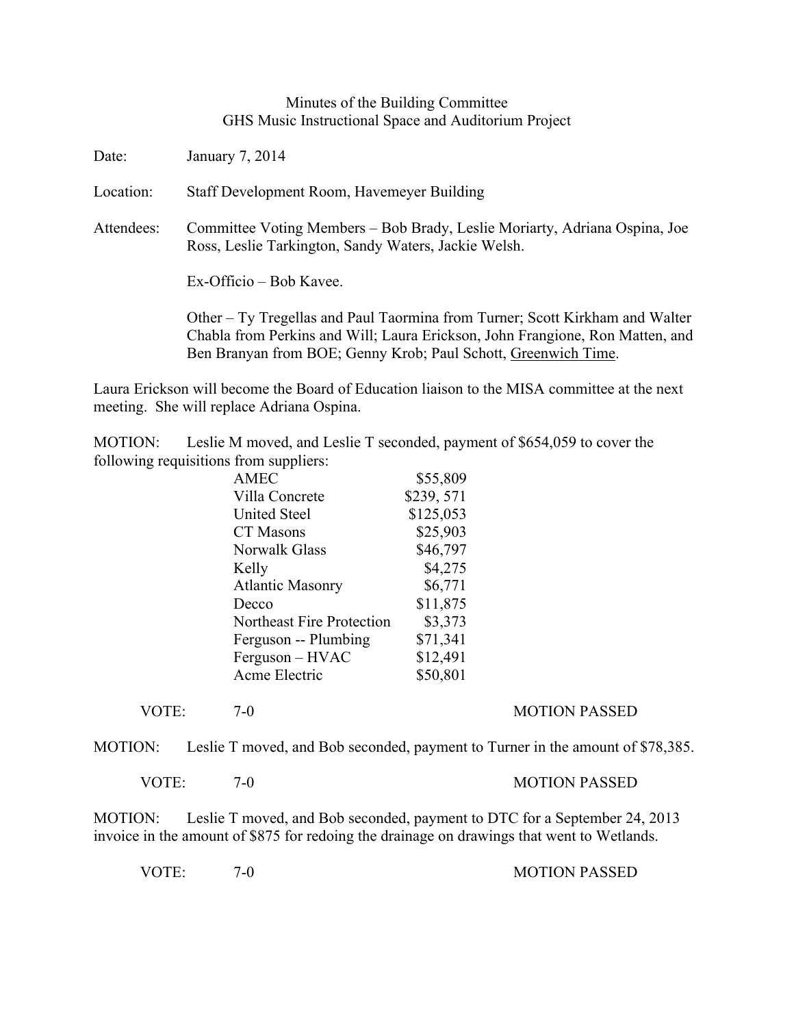Minutes of the Building Committee
GHS Music Instructional Space and Auditorium Project

Date: January 7, 2014

Location: Staff Development Room, Havemeyer Building

Attendees: Committee Voting Members – Bob Brady, Leslie Moriarty, Adriana Ospina, Joe Ross, Leslie Tarkington, Sandy Waters, Jackie Welsh.

Ex-Officio – Bob Kavee.

Other – Ty Tregellas and Paul Taormina from Turner; Scott Kirkham and Walter Chabla from Perkins and Will; Laura Erickson, John Frangione, Ron Matten, and Ben Branyan from BOE; Genny Krob; Paul Schott, Greenwich Time.

Laura Erickson will become the Board of Education liaison to the MISA committee at the next meeting. She will replace Adriana Ospina.

MOTION: Leslie M moved, and Leslie T seconded, payment of $654,059 to cover the following requisitions from suppliers:

| Supplier | Amount |
|---|---|
| AMEC | $55,809 |
| Villa Concrete | $239, 571 |
| United Steel | $125,053 |
| CT Masons | $25,903 |
| Norwalk Glass | $46,797 |
| Kelly | $4,275 |
| Atlantic Masonry | $6,771 |
| Decco | $11,875 |
| Northeast Fire Protection | $3,373 |
| Ferguson -- Plumbing | $71,341 |
| Ferguson – HVAC | $12,491 |
| Acme Electric | $50,801 |

VOTE: 7-0 MOTION PASSED

MOTION: Leslie T moved, and Bob seconded, payment to Turner in the amount of $78,385.

VOTE: 7-0 MOTION PASSED

MOTION: Leslie T moved, and Bob seconded, payment to DTC for a September 24, 2013 invoice in the amount of $875 for redoing the drainage on drawings that went to Wetlands.

VOTE: 7-0 MOTION PASSED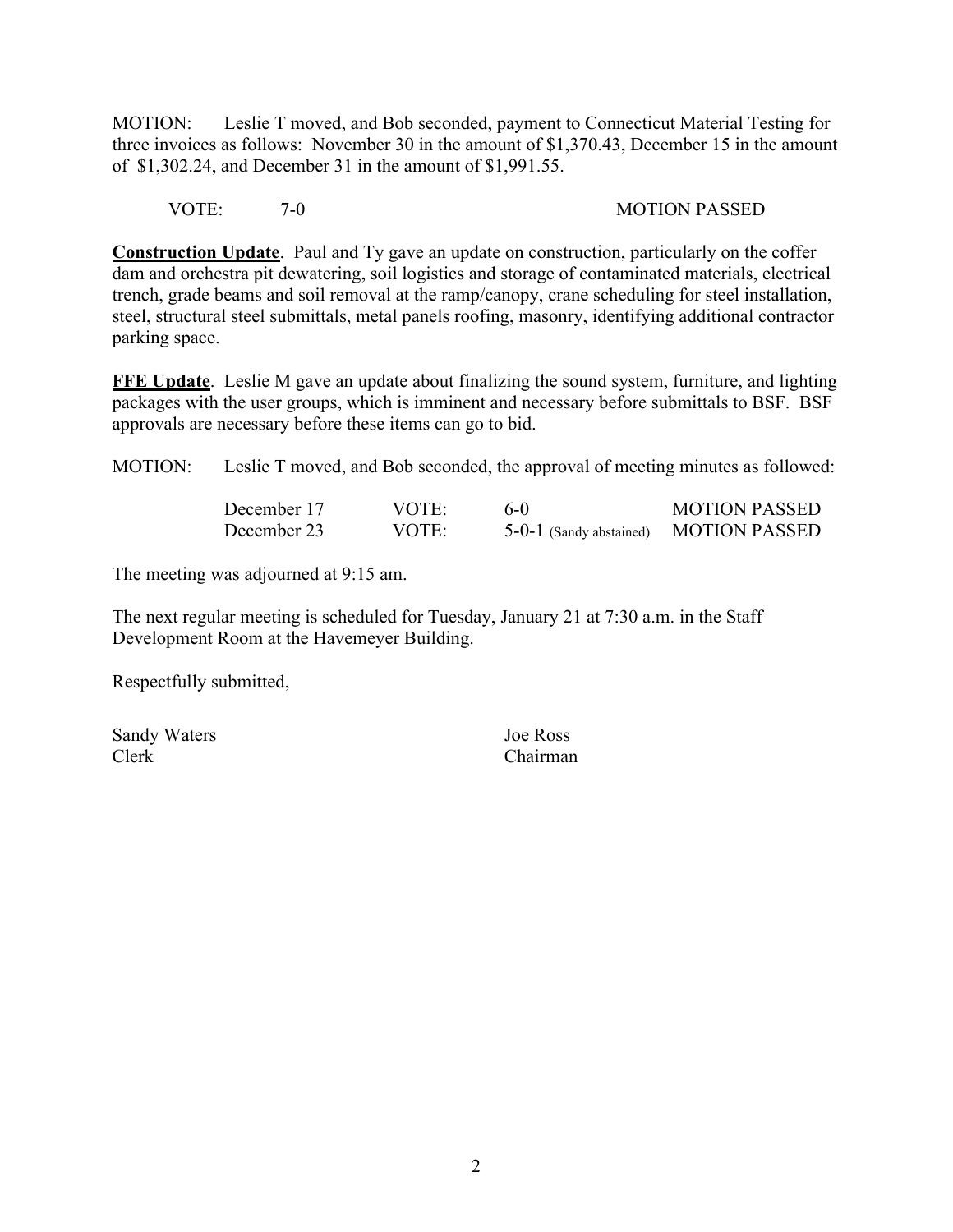MOTION: Leslie T moved, and Bob seconded, payment to Connecticut Material Testing for three invoices as follows: November 30 in the amount of $1,370.43, December 15 in the amount of $1,302.24, and December 31 in the amount of $1,991.55.

VOTE: 7-0 MOTION PASSED

**Construction Update**. Paul and Ty gave an update on construction, particularly on the coffer dam and orchestra pit dewatering, soil logistics and storage of contaminated materials, electrical trench, grade beams and soil removal at the ramp/canopy, crane scheduling for steel installation, steel, structural steel submittals, metal panels roofing, masonry, identifying additional contractor parking space.

**FFE Update**. Leslie M gave an update about finalizing the sound system, furniture, and lighting packages with the user groups, which is imminent and necessary before submittals to BSF. BSF approvals are necessary before these items can go to bid.

MOTION: Leslie T moved, and Bob seconded, the approval of meeting minutes as followed:

| | | | |
|---|---|---|---|
| December 17 | VOTE: | 6-0 | MOTION PASSED |
| December 23 | VOTE: | 5-0-1 (Sandy abstained) | MOTION PASSED |

The meeting was adjourned at 9:15 am.

The next regular meeting is scheduled for Tuesday, January 21 at 7:30 a.m. in the Staff Development Room at the Havemeyer Building.

Respectfully submitted,

Sandy Waters
Clerk

Joe Ross
Chairman